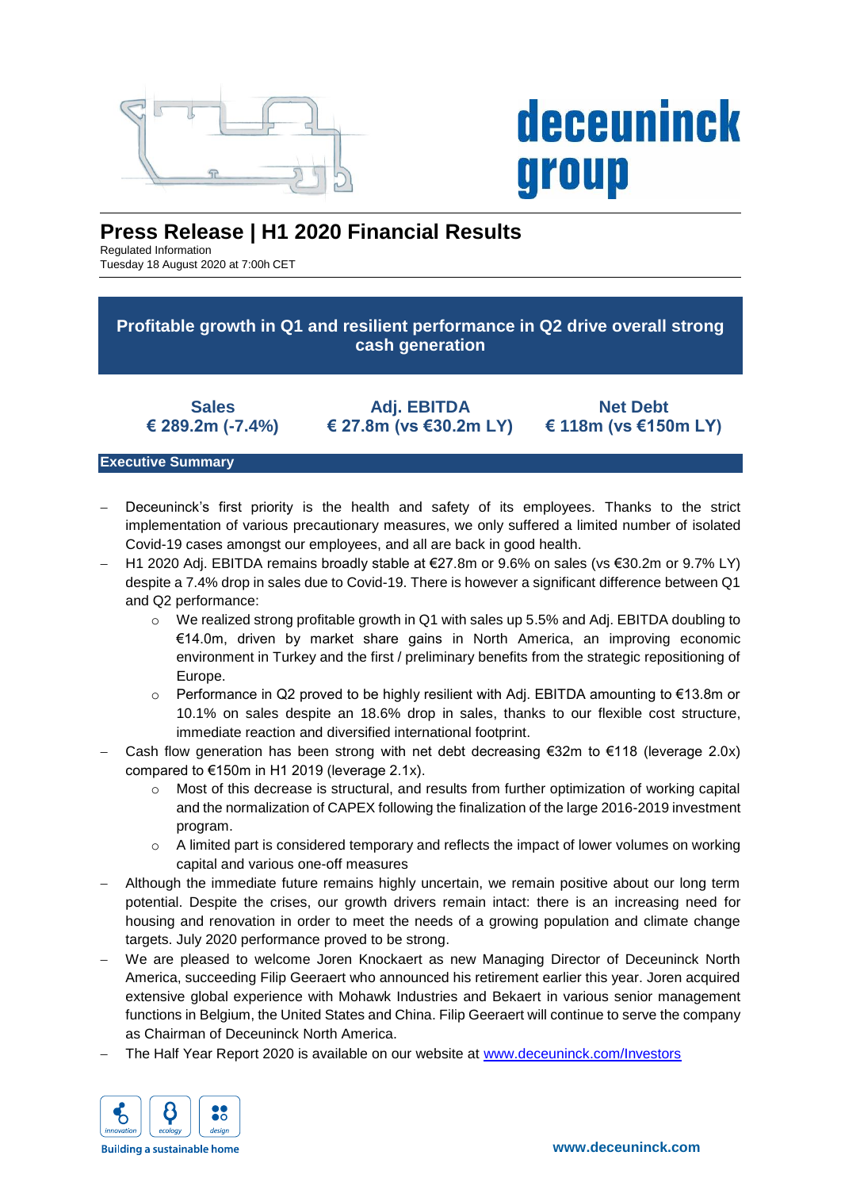deceuninck group

# Press Release | H1 2020 Financial Results

Regulated Information
Tuesday 18 August 2020 at 7:00h CET

## Profitable growth in Q1 and resilient performance in Q2 drive overall strong cash generation

| Sales | Adj. EBITDA | Net Debt |
|---|---|---|
| € 289.2m (-7.4%) | € 27.8m (vs €30.2m LY) | € 118m (vs €150m LY) |

## Executive Summary

- Deceuninck's first priority is the health and safety of its employees. Thanks to the strict implementation of various precautionary measures, we only suffered a limited number of isolated Covid-19 cases amongst our employees, and all are back in good health.
- H1 2020 Adj. EBITDA remains broadly stable at €27.8m or 9.6% on sales (vs €30.2m or 9.7% LY) despite a 7.4% drop in sales due to Covid-19. There is however a significant difference between Q1 and Q2 performance:
  - We realized strong profitable growth in Q1 with sales up 5.5% and Adj. EBITDA doubling to €14.0m, driven by market share gains in North America, an improving economic environment in Turkey and the first / preliminary benefits from the strategic repositioning of Europe.
  - Performance in Q2 proved to be highly resilient with Adj. EBITDA amounting to €13.8m or 10.1% on sales despite an 18.6% drop in sales, thanks to our flexible cost structure, immediate reaction and diversified international footprint.
- Cash flow generation has been strong with net debt decreasing €32m to €118 (leverage 2.0x) compared to €150m in H1 2019 (leverage 2.1x).
  - Most of this decrease is structural, and results from further optimization of working capital and the normalization of CAPEX following the finalization of the large 2016-2019 investment program.
  - A limited part is considered temporary and reflects the impact of lower volumes on working capital and various one-off measures
- Although the immediate future remains highly uncertain, we remain positive about our long term potential. Despite the crises, our growth drivers remain intact: there is an increasing need for housing and renovation in order to meet the needs of a growing population and climate change targets. July 2020 performance proved to be strong.
- We are pleased to welcome Joren Knockaert as new Managing Director of Deceuninck North America, succeeding Filip Geeraert who announced his retirement earlier this year. Joren acquired extensive global experience with Mohawk Industries and Bekaert in various senior management functions in Belgium, the United States and China. Filip Geeraert will continue to serve the company as Chairman of Deceuninck North America.
- The Half Year Report 2020 is available on our website at [www.deceuninck.com/Investors](www.deceuninck.com/Investors)

innovation | ecology | design

Building a sustainable home

www.deceuninck.com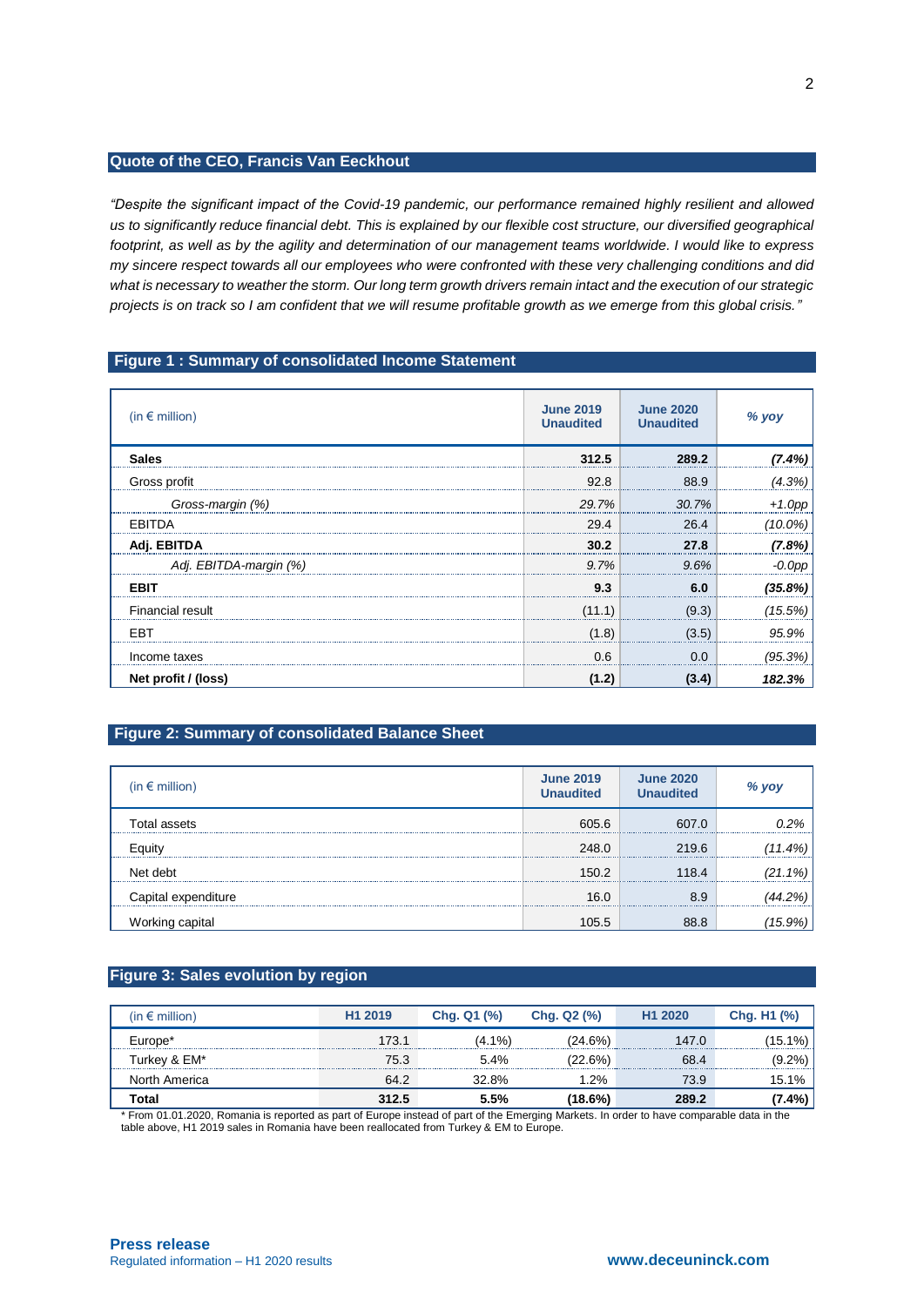## Quote of the CEO, Francis Van Eeckhout

*"Despite the significant impact of the Covid-19 pandemic, our performance remained highly resilient and allowed us to significantly reduce financial debt. This is explained by our flexible cost structure, our diversified geographical footprint, as well as by the agility and determination of our management teams worldwide. I would like to express my sincere respect towards all our employees who were confronted with these very challenging conditions and did what is necessary to weather the storm. Our long term growth drivers remain intact and the execution of our strategic projects is on track so I am confident that we will resume profitable growth as we emerge from this global crisis."*

## Figure 1 : Summary of consolidated Income Statement

| (in € million) | June 2019 Unaudited | June 2020 Unaudited | % yoy |
|---|---|---|---|
| **Sales** | **312.5** | **289.2** | ***(7.4%)*** |
| Gross profit | 92.8 | 88.9 | *(4.3%)* |
| *Gross-margin (%)* | *29.7%* | *30.7%* | *+1.0pp* |
| EBITDA | 29.4 | 26.4 | *(10.0%)* |
| **Adj. EBITDA** | **30.2** | **27.8** | ***(7.8%)*** |
| *Adj. EBITDA-margin (%)* | *9.7%* | *9.6%* | *-0.0pp* |
| **EBIT** | **9.3** | **6.0** | ***(35.8%)*** |
| Financial result | (11.1) | (9.3) | *(15.5%)* |
| EBT | (1.8) | (3.5) | *95.9%* |
| Income taxes | 0.6 | 0.0 | *(95.3%)* |
| **Net profit / (loss)** | **(1.2)** | **(3.4)** | ***182.3%*** |

## Figure 2: Summary of consolidated Balance Sheet

| (in € million) | June 2019 Unaudited | June 2020 Unaudited | % yoy |
|---|---|---|---|
| Total assets | 605.6 | 607.0 | *0.2%* |
| Equity | 248.0 | 219.6 | *(11.4%)* |
| Net debt | 150.2 | 118.4 | *(21.1%)* |
| Capital expenditure | 16.0 | 8.9 | *(44.2%)* |
| Working capital | 105.5 | 88.8 | *(15.9%)* |

## Figure 3: Sales evolution by region

| (in € million) | H1 2019 | Chg. Q1 (%) | Chg. Q2 (%) | H1 2020 | Chg. H1 (%) |
|---|---|---|---|---|---|
| Europe* | 173.1 | (4.1%) | (24.6%) | 147.0 | (15.1%) |
| Turkey & EM* | 75.3 | 5.4% | (22.6%) | 68.4 | (9.2%) |
| North America | 64.2 | 32.8% | 1.2% | 73.9 | 15.1% |
| **Total** | **312.5** | **5.5%** | **(18.6%)** | **289.2** | **(7.4%)** |

* From 01.01.2020, Romania is reported as part of Europe instead of part of the Emerging Markets. In order to have comparable data in the table above, H1 2019 sales in Romania have been reallocated from Turkey & EM to Europe.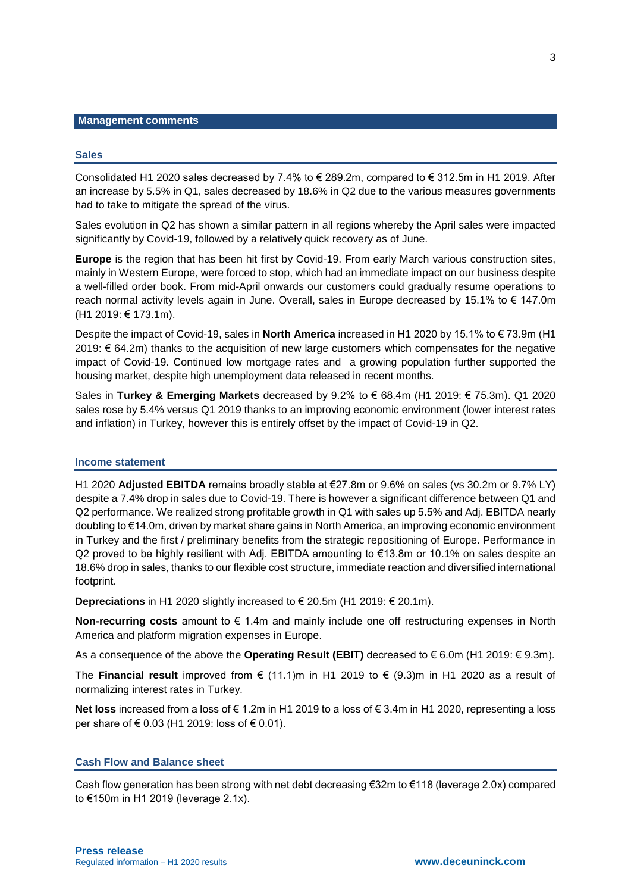## Management comments

### Sales

Consolidated H1 2020 sales decreased by 7.4% to € 289.2m, compared to € 312.5m in H1 2019. After an increase by 5.5% in Q1, sales decreased by 18.6% in Q2 due to the various measures governments had to take to mitigate the spread of the virus.

Sales evolution in Q2 has shown a similar pattern in all regions whereby the April sales were impacted significantly by Covid-19, followed by a relatively quick recovery as of June.

**Europe** is the region that has been hit first by Covid-19. From early March various construction sites, mainly in Western Europe, were forced to stop, which had an immediate impact on our business despite a well-filled order book. From mid-April onwards our customers could gradually resume operations to reach normal activity levels again in June. Overall, sales in Europe decreased by 15.1% to € 147.0m (H1 2019: € 173.1m).

Despite the impact of Covid-19, sales in **North America** increased in H1 2020 by 15.1% to € 73.9m (H1 2019: € 64.2m) thanks to the acquisition of new large customers which compensates for the negative impact of Covid-19. Continued low mortgage rates and a growing population further supported the housing market, despite high unemployment data released in recent months.

Sales in **Turkey & Emerging Markets** decreased by 9.2% to € 68.4m (H1 2019: € 75.3m). Q1 2020 sales rose by 5.4% versus Q1 2019 thanks to an improving economic environment (lower interest rates and inflation) in Turkey, however this is entirely offset by the impact of Covid-19 in Q2.

### Income statement

H1 2020 **Adjusted EBITDA** remains broadly stable at €27.8m or 9.6% on sales (vs 30.2m or 9.7% LY) despite a 7.4% drop in sales due to Covid-19. There is however a significant difference between Q1 and Q2 performance. We realized strong profitable growth in Q1 with sales up 5.5% and Adj. EBITDA nearly doubling to €14.0m, driven by market share gains in North America, an improving economic environment in Turkey and the first / preliminary benefits from the strategic repositioning of Europe. Performance in Q2 proved to be highly resilient with Adj. EBITDA amounting to €13.8m or 10.1% on sales despite an 18.6% drop in sales, thanks to our flexible cost structure, immediate reaction and diversified international footprint.

**Depreciations** in H1 2020 slightly increased to € 20.5m (H1 2019: € 20.1m).

**Non-recurring costs** amount to € 1.4m and mainly include one off restructuring expenses in North America and platform migration expenses in Europe.

As a consequence of the above the **Operating Result (EBIT)** decreased to € 6.0m (H1 2019: € 9.3m).

The **Financial result** improved from € (11.1)m in H1 2019 to € (9.3)m in H1 2020 as a result of normalizing interest rates in Turkey.

**Net loss** increased from a loss of € 1.2m in H1 2019 to a loss of € 3.4m in H1 2020, representing a loss per share of € 0.03 (H1 2019: loss of € 0.01).

### Cash Flow and Balance sheet

Cash flow generation has been strong with net debt decreasing €32m to €118 (leverage 2.0x) compared to €150m in H1 2019 (leverage 2.1x).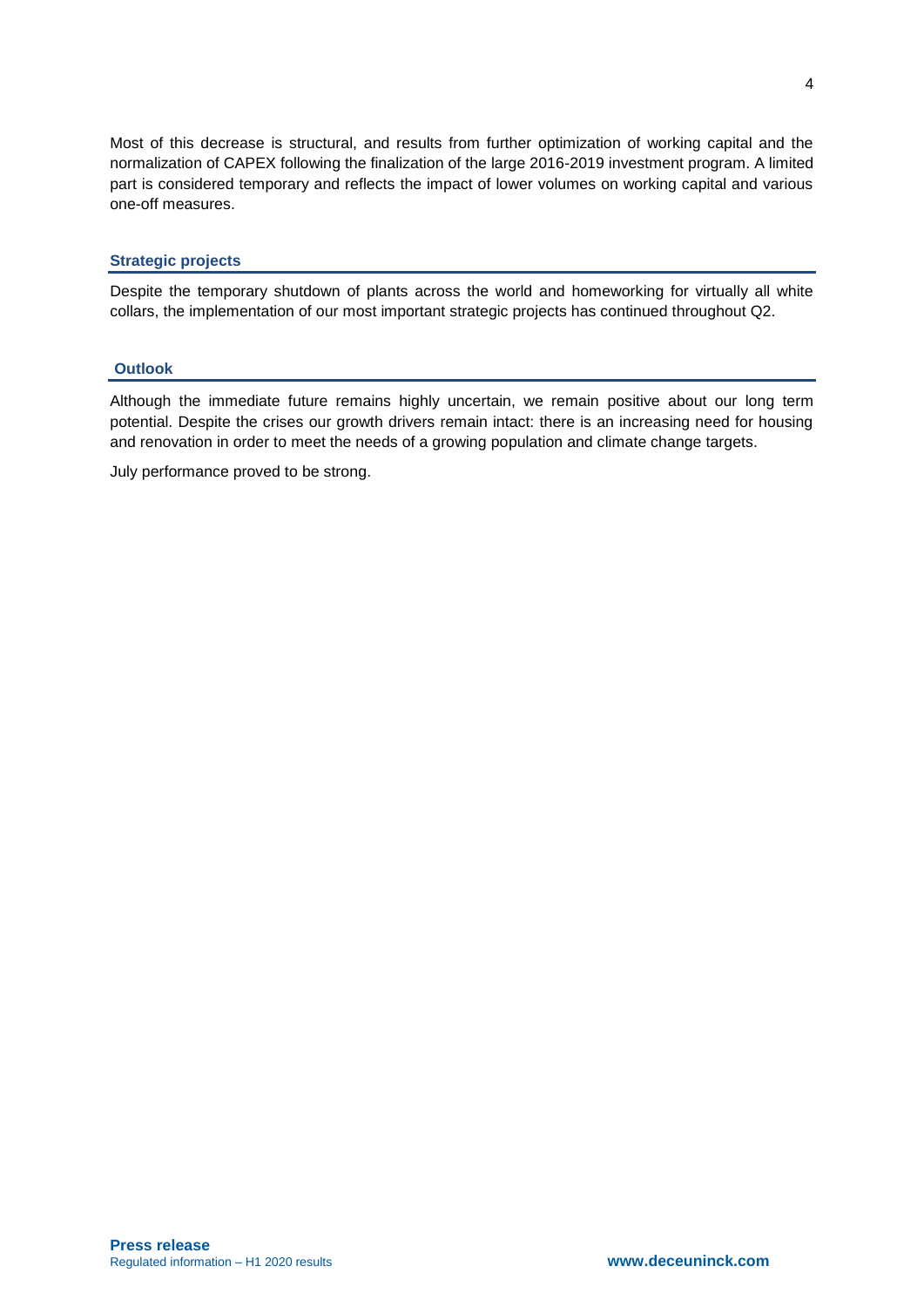Most of this decrease is structural, and results from further optimization of working capital and the normalization of CAPEX following the finalization of the large 2016-2019 investment program. A limited part is considered temporary and reflects the impact of lower volumes on working capital and various one-off measures.

## Strategic projects

Despite the temporary shutdown of plants across the world and homeworking for virtually all white collars, the implementation of our most important strategic projects has continued throughout Q2.

## Outlook

Although the immediate future remains highly uncertain, we remain positive about our long term potential. Despite the crises our growth drivers remain intact: there is an increasing need for housing and renovation in order to meet the needs of a growing population and climate change targets.

July performance proved to be strong.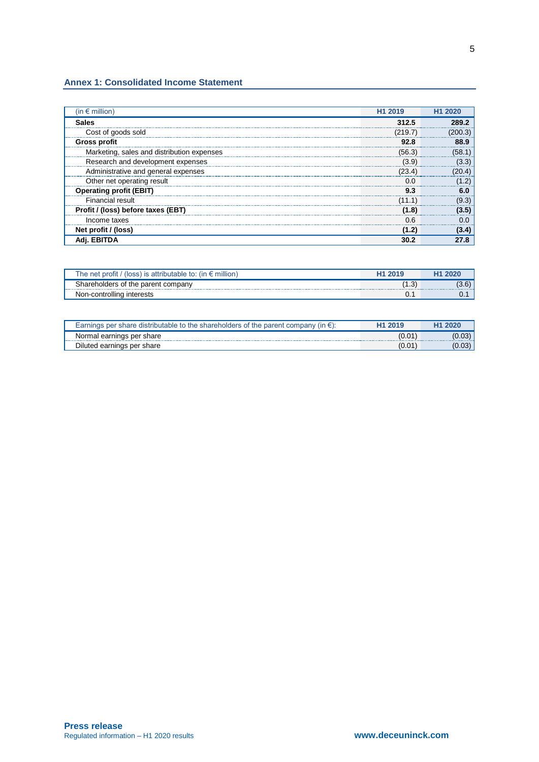## Annex 1: Consolidated Income Statement

| (in € million) | H1 2019 | H1 2020 |
|---|---|---|
| **Sales** | **312.5** | **289.2** |
| Cost of goods sold | (219.7) | (200.3) |
| **Gross profit** | **92.8** | **88.9** |
| Marketing, sales and distribution expenses | (56.3) | (58.1) |
| Research and development expenses | (3.9) | (3.3) |
| Administrative and general expenses | (23.4) | (20.4) |
| Other net operating result | 0.0 | (1.2) |
| **Operating profit (EBIT)** | **9.3** | **6.0** |
| Financial result | (11.1) | (9.3) |
| **Profit / (loss) before taxes (EBT)** | **(1.8)** | **(3.5)** |
| Income taxes | 0.6 | 0.0 |
| **Net profit / (loss)** | **(1.2)** | **(3.4)** |
| **Adj. EBITDA** | **30.2** | **27.8** |

| The net profit / (loss) is attributable to: (in € million) | H1 2019 | H1 2020 |
|---|---|---|
| Shareholders of the parent company | (1.3) | (3.6) |
| Non-controlling interests | 0.1 | 0.1 |

| Earnings per share distributable to the shareholders of the parent company (in €): | H1 2019 | H1 2020 |
|---|---|---|
| Normal earnings per share | (0.01) | (0.03) |
| Diluted earnings per share | (0.01) | (0.03) |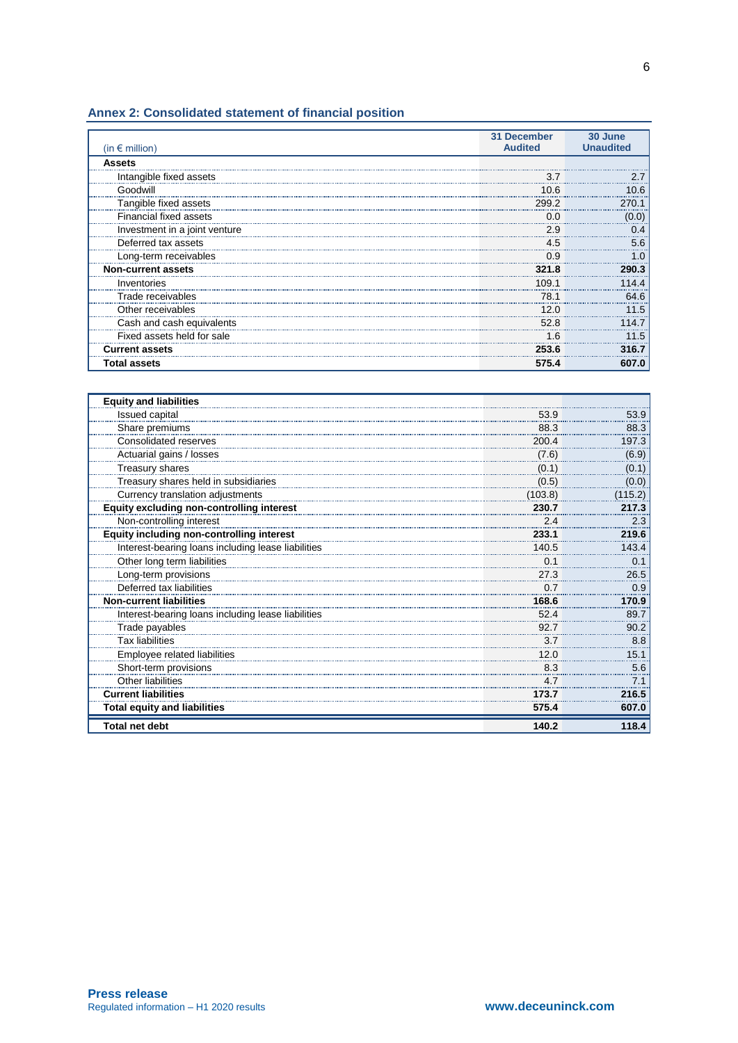## Annex 2: Consolidated statement of financial position

| (in € million) | 31 December Audited | 30 June Unaudited |
|---|---|---|
| **Assets** | | |
| Intangible fixed assets | 3.7 | 2.7 |
| Goodwill | 10.6 | 10.6 |
| Tangible fixed assets | 299.2 | 270.1 |
| Financial fixed assets | 0.0 | (0.0) |
| Investment in a joint venture | 2.9 | 0.4 |
| Deferred tax assets | 4.5 | 5.6 |
| Long-term receivables | 0.9 | 1.0 |
| **Non-current assets** | **321.8** | **290.3** |
| Inventories | 109.1 | 114.4 |
| Trade receivables | 78.1 | 64.6 |
| Other receivables | 12.0 | 11.5 |
| Cash and cash equivalents | 52.8 | 114.7 |
| Fixed assets held for sale | 1.6 | 11.5 |
| **Current assets** | **253.6** | **316.7** |
| **Total assets** | **575.4** | **607.0** |

| | | |
|---|---|---|
| **Equity and liabilities** | | |
| Issued capital | 53.9 | 53.9 |
| Share premiums | 88.3 | 88.3 |
| Consolidated reserves | 200.4 | 197.3 |
| Actuarial gains / losses | (7.6) | (6.9) |
| Treasury shares | (0.1) | (0.1) |
| Treasury shares held in subsidiaries | (0.5) | (0.0) |
| Currency translation adjustments | (103.8) | (115.2) |
| **Equity excluding non-controlling interest** | **230.7** | **217.3** |
| Non-controlling interest | 2.4 | 2.3 |
| **Equity including non-controlling interest** | **233.1** | **219.6** |
| Interest-bearing loans including lease liabilities | 140.5 | 143.4 |
| Other long term liabilities | 0.1 | 0.1 |
| Long-term provisions | 27.3 | 26.5 |
| Deferred tax liabilities | 0.7 | 0.9 |
| **Non-current liabilities** | **168.6** | **170.9** |
| Interest-bearing loans including lease liabilities | 52.4 | 89.7 |
| Trade payables | 92.7 | 90.2 |
| Tax liabilities | 3.7 | 8.8 |
| Employee related liabilities | 12.0 | 15.1 |
| Short-term provisions | 8.3 | 5.6 |
| Other liabilities | 4.7 | 7.1 |
| **Current liabilities** | **173.7** | **216.5** |
| **Total equity and liabilities** | **575.4** | **607.0** |
| **Total net debt** | **140.2** | **118.4** |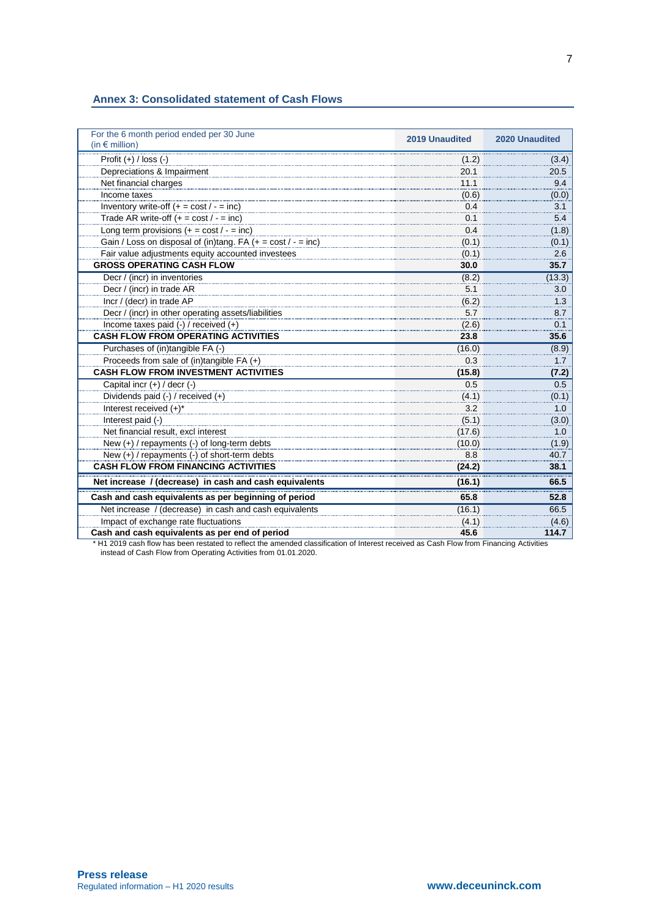## Annex 3: Consolidated statement of Cash Flows

| For the 6 month period ended per 30 June (in € million) | 2019 Unaudited | 2020 Unaudited |
|---|---|---|
| Profit (+) / loss (-) | (1.2) | (3.4) |
| Depreciations & Impairment | 20.1 | 20.5 |
| Net financial charges | 11.1 | 9.4 |
| Income taxes | (0.6) | (0.0) |
| Inventory write-off (+ = cost / - = inc) | 0.4 | 3.1 |
| Trade AR write-off (+ = cost / - = inc) | 0.1 | 5.4 |
| Long term provisions (+ = cost / - = inc) | 0.4 | (1.8) |
| Gain / Loss on disposal of (in)tang. FA (+ = cost / - = inc) | (0.1) | (0.1) |
| Fair value adjustments equity accounted investees | (0.1) | 2.6 |
| **GROSS OPERATING CASH FLOW** | **30.0** | **35.7** |
| Decr / (incr) in inventories | (8.2) | (13.3) |
| Decr / (incr) in trade AR | 5.1 | 3.0 |
| Incr / (decr) in trade AP | (6.2) | 1.3 |
| Decr / (incr) in other operating assets/liabilities | 5.7 | 8.7 |
| Income taxes paid (-) / received (+) | (2.6) | 0.1 |
| **CASH FLOW FROM OPERATING ACTIVITIES** | **23.8** | **35.6** |
| Purchases of (in)tangible FA (-) | (16.0) | (8.9) |
| Proceeds from sale of (in)tangible FA (+) | 0.3 | 1.7 |
| **CASH FLOW FROM INVESTMENT ACTIVITIES** | **(15.8)** | **(7.2)** |
| Capital incr (+) / decr (-) | 0.5 | 0.5 |
| Dividends paid (-) / received (+) | (4.1) | (0.1) |
| Interest received (+)* | 3.2 | 1.0 |
| Interest paid (-) | (5.1) | (3.0) |
| Net financial result, excl interest | (17.6) | 1.0 |
| New (+) / repayments (-) of long-term debts | (10.0) | (1.9) |
| New (+) / repayments (-) of short-term debts | 8.8 | 40.7 |
| **CASH FLOW FROM FINANCING ACTIVITIES** | **(24.2)** | **38.1** |
| **Net increase / (decrease) in cash and cash equivalents** | **(16.1)** | **66.5** |
| **Cash and cash equivalents as per beginning of period** | **65.8** | **52.8** |
| Net increase / (decrease) in cash and cash equivalents | (16.1) | 66.5 |
| Impact of exchange rate fluctuations | (4.1) | (4.6) |
| **Cash and cash equivalents as per end of period** | **45.6** | **114.7** |

* H1 2019 cash flow has been restated to reflect the amended classification of Interest received as Cash Flow from Financing Activities instead of Cash Flow from Operating Activities from 01.01.2020.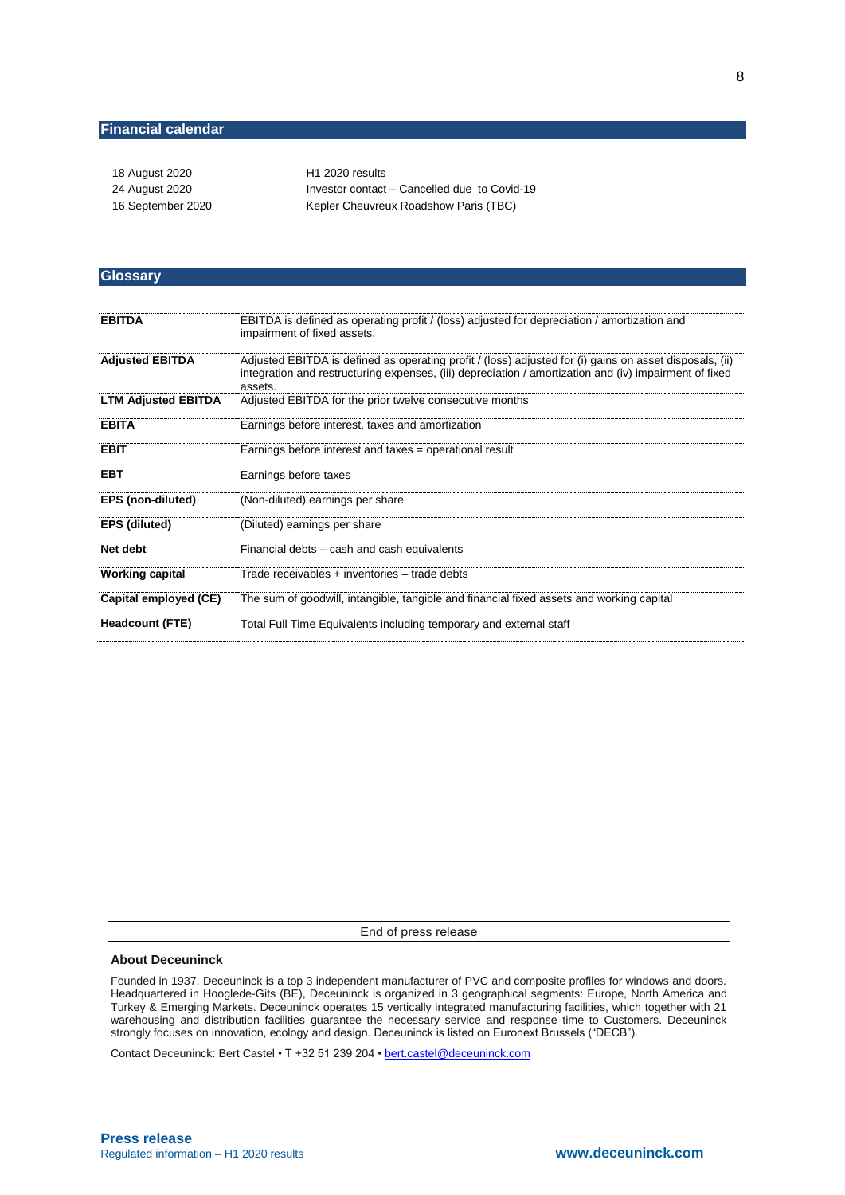## Financial calendar

| | |
|---|---|
| 18 August 2020 | H1 2020 results |
| 24 August 2020 | Investor contact – Cancelled due to Covid-19 |
| 16 September 2020 | Kepler Cheuvreux Roadshow Paris (TBC) |

## Glossary

| | |
|---|---|
| **EBITDA** | EBITDA is defined as operating profit / (loss) adjusted for depreciation / amortization and impairment of fixed assets. |
| **Adjusted EBITDA** | Adjusted EBITDA is defined as operating profit / (loss) adjusted for (i) gains on asset disposals, (ii) integration and restructuring expenses, (iii) depreciation / amortization and (iv) impairment of fixed assets. |
| **LTM Adjusted EBITDA** | Adjusted EBITDA for the prior twelve consecutive months |
| **EBITA** | Earnings before interest, taxes and amortization |
| **EBIT** | Earnings before interest and taxes = operational result |
| **EBT** | Earnings before taxes |
| **EPS (non-diluted)** | (Non-diluted) earnings per share |
| **EPS (diluted)** | (Diluted) earnings per share |
| **Net debt** | Financial debts – cash and cash equivalents |
| **Working capital** | Trade receivables + inventories – trade debts |
| **Capital employed (CE)** | The sum of goodwill, intangible, tangible and financial fixed assets and working capital |
| **Headcount (FTE)** | Total Full Time Equivalents including temporary and external staff |

End of press release

### About Deceuninck

Founded in 1937, Deceuninck is a top 3 independent manufacturer of PVC and composite profiles for windows and doors. Headquartered in Hooglede-Gits (BE), Deceuninck is organized in 3 geographical segments: Europe, North America and Turkey & Emerging Markets. Deceuninck operates 15 vertically integrated manufacturing facilities, which together with 21 warehousing and distribution facilities guarantee the necessary service and response time to Customers. Deceuninck strongly focuses on innovation, ecology and design. Deceuninck is listed on Euronext Brussels ("DECB").

Contact Deceuninck: Bert Castel • T +32 51 239 204 • bert.castel@deceuninck.com